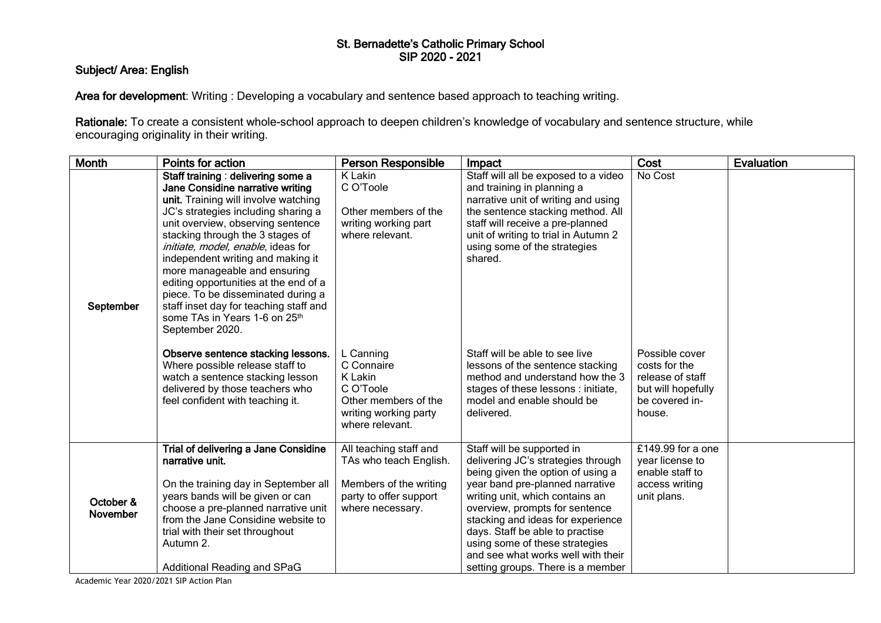# St. Bernadette's Catholic Primary School
## SIP 2020 - 2021

### Subject/ Area: English

**Area for development**: Writing : Developing a vocabulary and sentence based approach to teaching writing.

**Rationale:** To create a consistent whole-school approach to deepen children's knowledge of vocabulary and sentence structure, while encouraging originality in their writing.

| Month | Points for action | Person Responsible | Impact | Cost | Evaluation |
|---|---|---|---|---|---|
| September | **Staff training : delivering some a Jane Considine narrative writing unit.** Training will involve watching JC's strategies including sharing a unit overview, observing sentence stacking through the 3 stages of *initiate, model, enable*, ideas for independent writing and making it more manageable and ensuring editing opportunities at the end of a piece. To be disseminated during a staff inset day for teaching staff and some TAs in Years 1-6 on 25th September 2020. | K Lakin<br>C O'Toole<br><br>Other members of the writing working part where relevant. | Staff will all be exposed to a video and training in planning a narrative unit of writing and using the sentence stacking method. All staff will receive a pre-planned unit of writing to trial in Autumn 2 using some of the strategies shared. | No Cost | |
| | **Observe sentence stacking lessons.** Where possible release staff to watch a sentence stacking lesson delivered by those teachers who feel confident with teaching it. | L Canning<br>C Connaire<br>K Lakin<br>C O'Toole<br>Other members of the writing working party where relevant. | Staff will be able to see live lessons of the sentence stacking method and understand how the 3 stages of these lessons : initiate, model and enable should be delivered. | Possible cover costs for the release of staff but will hopefully be covered in-house. | |
| October & November | **Trial of delivering a Jane Considine narrative unit.**<br><br>On the training day in September all years bands will be given or can choose a pre-planned narrative unit from the Jane Considine website to trial with their set throughout Autumn 2.<br><br>Additional Reading and SPaG | All teaching staff and TAs who teach English.<br><br>Members of the writing party to offer support where necessary. | Staff will be supported in delivering JC's strategies through being given the option of using a year band pre-planned narrative writing unit, which contains an overview, prompts for sentence stacking and ideas for experience days. Staff be able to practise using some of these strategies and see what works well with their setting groups. There is a member | £149.99 for a one year license to enable staff to access writing unit plans. | |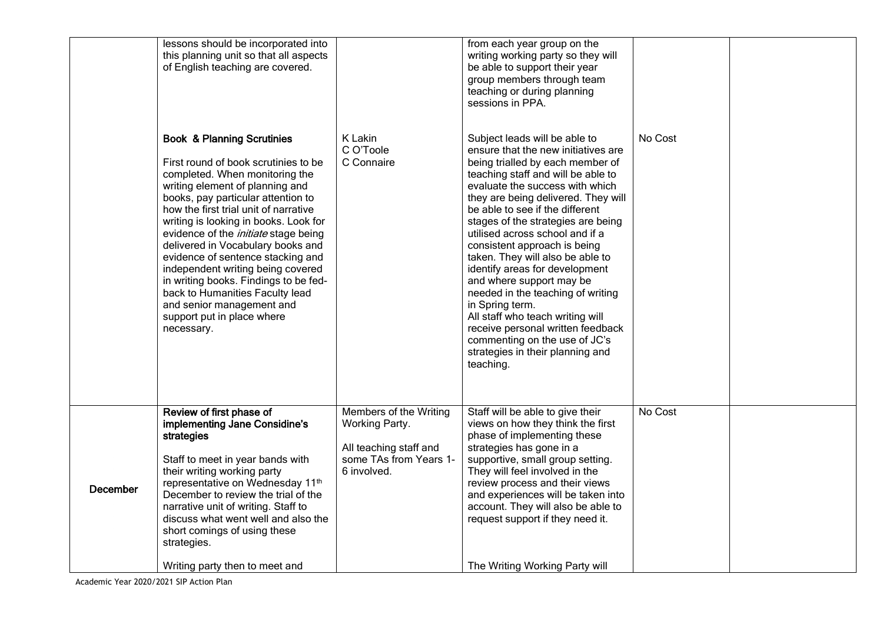| | | | | | |
|---|---|---|---|---|---|
| | lessons should be incorporated into this planning unit so that all aspects of English teaching are covered. | | from each year group on the writing working party so they will be able to support their year group members through team teaching or during planning sessions in PPA. | | |
| | **Book & Planning Scrutinies**<br><br>First round of book scrutinies to be completed. When monitoring the writing element of planning and books, pay particular attention to how the first trial unit of narrative writing is looking in books. Look for evidence of the *initiate* stage being delivered in Vocabulary books and evidence of sentence stacking and independent writing being covered in writing books. Findings to be fed-back to Humanities Faculty lead and senior management and support put in place where necessary. | K Lakin<br>C O'Toole<br>C Connaire | Subject leads will be able to ensure that the new initiatives are being trialled by each member of teaching staff and will be able to evaluate the success with which they are being delivered. They will be able to see if the different stages of the strategies are being utilised across school and if a consistent approach is being taken. They will also be able to identify areas for development and where support may be needed in the teaching of writing in Spring term.<br>All staff who teach writing will receive personal written feedback commenting on the use of JC's strategies in their planning and teaching. | No Cost | |
| **December** | **Review of first phase of implementing Jane Considine's strategies**<br><br>Staff to meet in year bands with their writing working party representative on Wednesday 11th December to review the trial of the narrative unit of writing. Staff to discuss what went well and also the short comings of using these strategies.<br><br>Writing party then to meet and | Members of the Writing Working Party.<br><br>All teaching staff and some TAs from Years 1-6 involved. | Staff will be able to give their views on how they think the first phase of implementing these strategies has gone in a supportive, small group setting. They will feel involved in the review process and their views and experiences will be taken into account. They will also be able to request support if they need it.<br><br>The Writing Working Party will | No Cost | |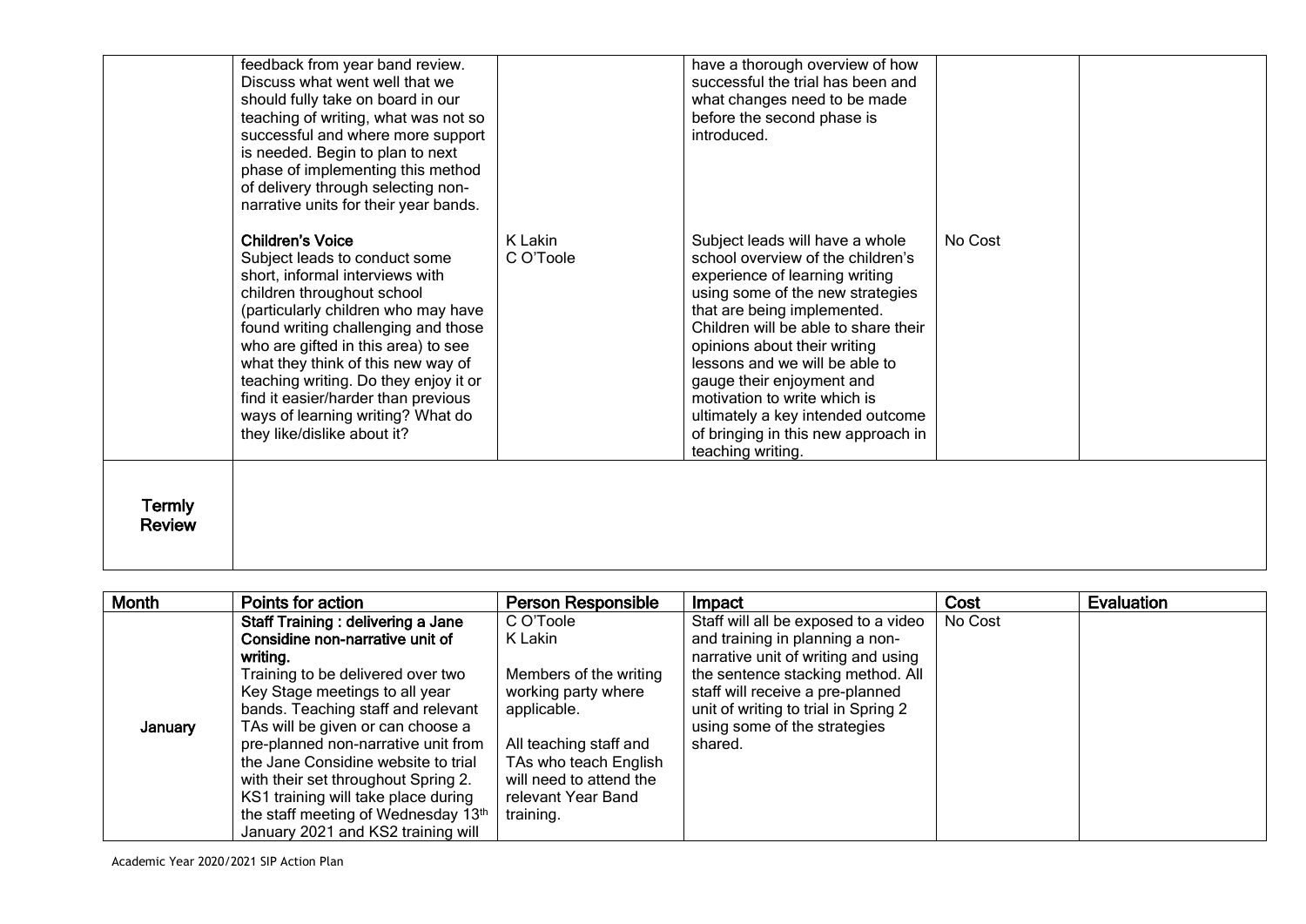| | | | | | |
|---|---|---|---|---|---|
| | feedback from year band review. Discuss what went well that we should fully take on board in our teaching of writing, what was not so successful and where more support is needed. Begin to plan to next phase of implementing this method of delivery through selecting non-narrative units for their year bands. | | have a thorough overview of how successful the trial has been and what changes need to be made before the second phase is introduced. | | |
| | **Children's Voice**<br>Subject leads to conduct some short, informal interviews with children throughout school (particularly children who may have found writing challenging and those who are gifted in this area) to see what they think of this new way of teaching writing. Do they enjoy it or find it easier/harder than previous ways of learning writing? What do they like/dislike about it? | K Lakin<br>C O'Toole | Subject leads will have a whole school overview of the children's experience of learning writing using some of the new strategies that are being implemented. Children will be able to share their opinions about their writing lessons and we will be able to gauge their enjoyment and motivation to write which is ultimately a key intended outcome of bringing in this new approach in teaching writing. | No Cost | |
| **Termly Review** | | | | | |

| Month | Points for action | Person Responsible | Impact | Cost | Evaluation |
|---|---|---|---|---|---|
| January | **Staff Training : delivering a Jane Considine non-narrative unit of writing.**<br>Training to be delivered over two Key Stage meetings to all year bands. Teaching staff and relevant TAs will be given or can choose a pre-planned non-narrative unit from the Jane Considine website to trial with their set throughout Spring 2. KS1 training will take place during the staff meeting of Wednesday 13th January 2021 and KS2 training will | C O'Toole<br>K Lakin<br><br>Members of the writing working party where applicable.<br><br>All teaching staff and TAs who teach English will need to attend the relevant Year Band training. | Staff will all be exposed to a video and training in planning a non-narrative unit of writing and using the sentence stacking method. All staff will receive a pre-planned unit of writing to trial in Spring 2 using some of the strategies shared. | No Cost | |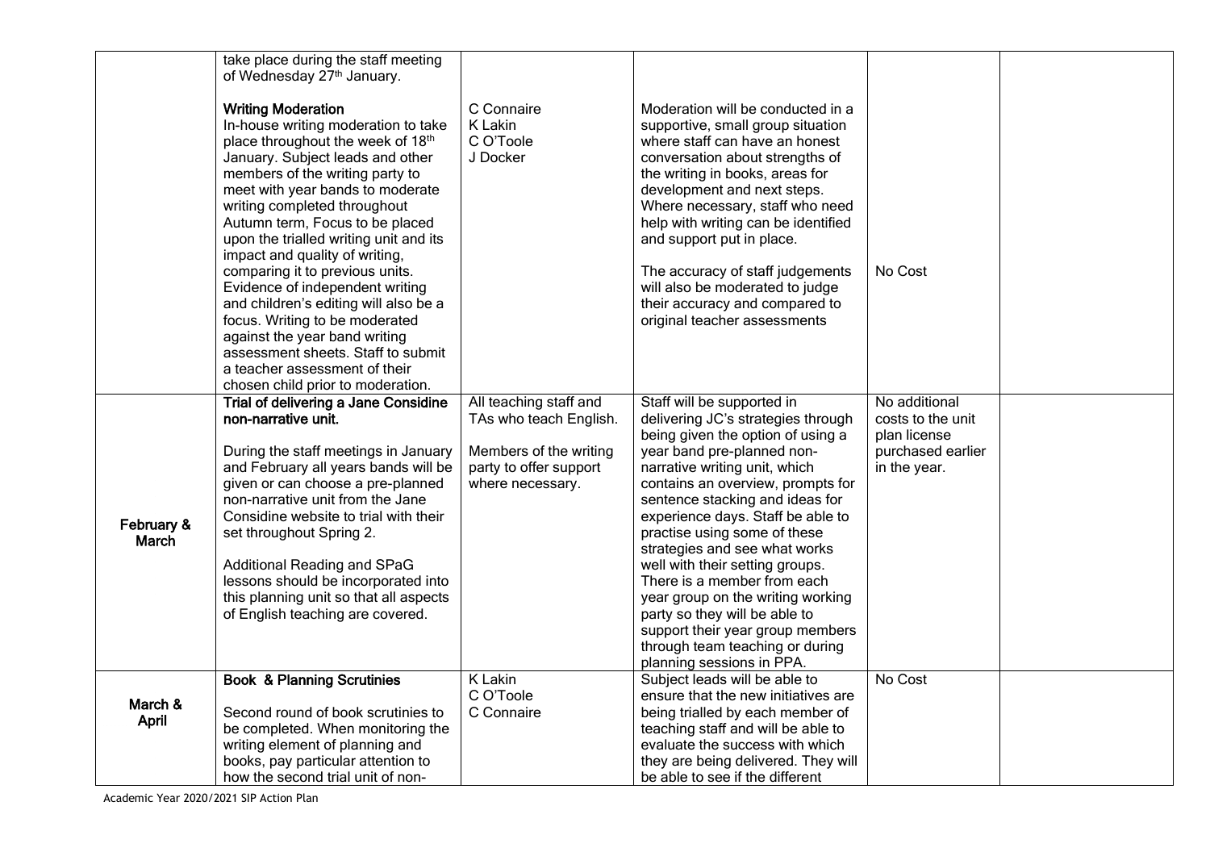| | | | | | |
|---|---|---|---|---|---|
| | take place during the staff meeting of Wednesday 27th January.<br><br>**Writing Moderation**<br>In-house writing moderation to take place throughout the week of 18th January. Subject leads and other members of the writing party to meet with year bands to moderate writing completed throughout Autumn term, Focus to be placed upon the trialled writing unit and its impact and quality of writing, comparing it to previous units. Evidence of independent writing and children's editing will also be a focus. Writing to be moderated against the year band writing assessment sheets. Staff to submit a teacher assessment of their chosen child prior to moderation. | C Connaire<br>K Lakin<br>C O'Toole<br>J Docker | Moderation will be conducted in a supportive, small group situation where staff can have an honest conversation about strengths of the writing in books, areas for development and next steps. Where necessary, staff who need help with writing can be identified and support put in place.<br><br>The accuracy of staff judgements will also be moderated to judge their accuracy and compared to original teacher assessments | No Cost | |
| **February & March** | **Trial of delivering a Jane Considine non-narrative unit.**<br><br>During the staff meetings in January and February all years bands will be given or can choose a pre-planned non-narrative unit from the Jane Considine website to trial with their set throughout Spring 2.<br><br>Additional Reading and SPaG lessons should be incorporated into this planning unit so that all aspects of English teaching are covered. | All teaching staff and TAs who teach English.<br><br>Members of the writing party to offer support where necessary. | Staff will be supported in delivering JC's strategies through being given the option of using a year band pre-planned non-narrative writing unit, which contains an overview, prompts for sentence stacking and ideas for experience days. Staff be able to practise using some of these strategies and see what works well with their setting groups. There is a member from each year group on the writing working party so they will be able to support their year group members through team teaching or during planning sessions in PPA. | No additional costs to the unit plan license purchased earlier in the year. | |
| **March & April** | **Book & Planning Scrutinies**<br><br>Second round of book scrutinies to be completed. When monitoring the writing element of planning and books, pay particular attention to how the second trial unit of non- | K Lakin<br>C O'Toole<br>C Connaire | Subject leads will be able to ensure that the new initiatives are being trialled by each member of teaching staff and will be able to evaluate the success with which they are being delivered. They will be able to see if the different | No Cost | |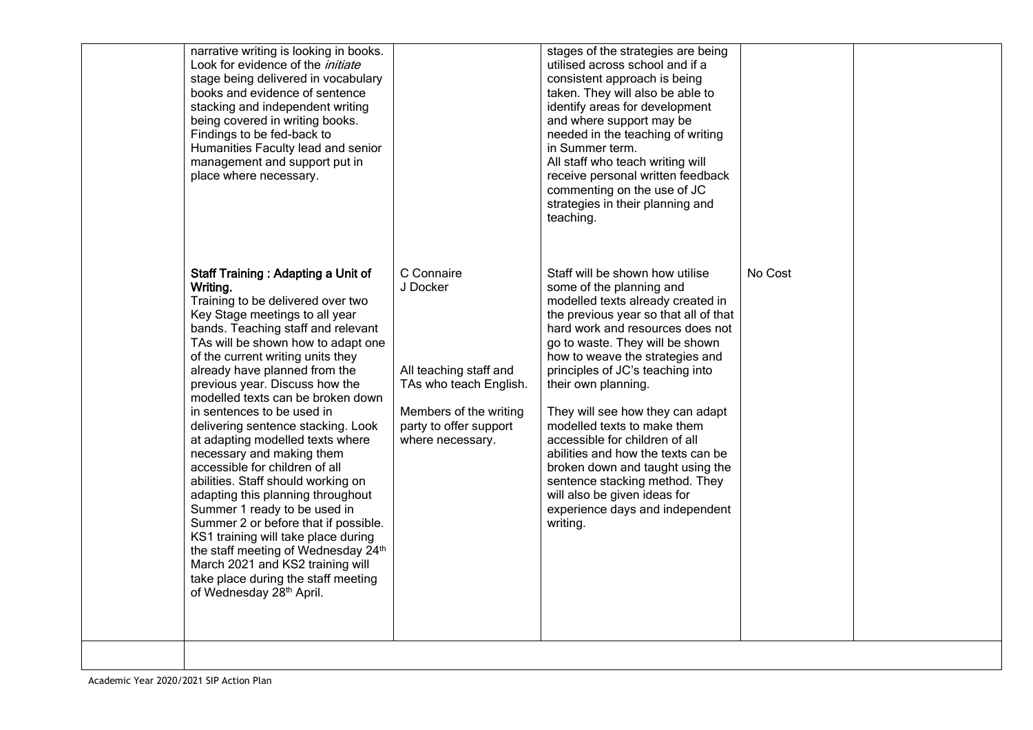| | | | | | |
|---|---|---|---|---|---|
| | narrative writing is looking in books. Look for evidence of the *initiate* stage being delivered in vocabulary books and evidence of sentence stacking and independent writing being covered in writing books. Findings to be fed-back to Humanities Faculty lead and senior management and support put in place where necessary. | | stages of the strategies are being utilised across school and if a consistent approach is being taken. They will also be able to identify areas for development and where support may be needed in the teaching of writing in Summer term.<br>All staff who teach writing will receive personal written feedback commenting on the use of JC strategies in their planning and teaching. | | |
| | **Staff Training : Adapting a Unit of Writing.**<br>Training to be delivered over two Key Stage meetings to all year bands. Teaching staff and relevant TAs will be shown how to adapt one of the current writing units they already have planned from the previous year. Discuss how the modelled texts can be broken down in sentences to be used in delivering sentence stacking. Look at adapting modelled texts where necessary and making them accessible for children of all abilities. Staff should working on adapting this planning throughout Summer 1 ready to be used in Summer 2 or before that if possible. KS1 training will take place during the staff meeting of Wednesday 24th March 2021 and KS2 training will take place during the staff meeting of Wednesday 28th April. | C Connaire<br>J Docker<br><br>All teaching staff and TAs who teach English.<br><br>Members of the writing party to offer support where necessary. | Staff will be shown how utilise some of the planning and modelled texts already created in the previous year so that all of that hard work and resources does not go to waste. They will be shown how to weave the strategies and principles of JC's teaching into their own planning.<br><br>They will see how they can adapt modelled texts to make them accessible for children of all abilities and how the texts can be broken down and taught using the sentence stacking method. They will also be given ideas for experience days and independent writing. | No Cost | |
| | | | | | |

Academic Year 2020/2021 SIP Action Plan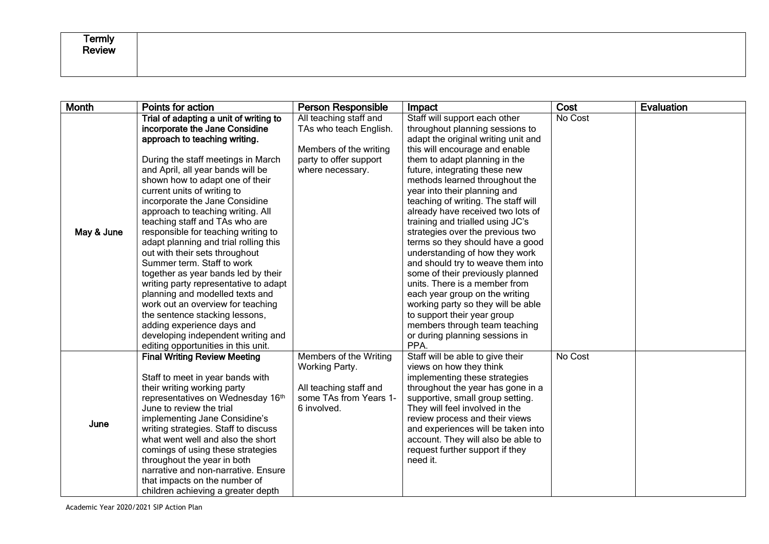| Termly Review | |
|---|---|

| Month | Points for action | Person Responsible | Impact | Cost | Evaluation |
|---|---|---|---|---|---|
| May & June | **Trial of adapting a unit of writing to incorporate the Jane Considine approach to teaching writing.**<br><br>During the staff meetings in March and April, all year bands will be shown how to adapt one of their current units of writing to incorporate the Jane Considine approach to teaching writing. All teaching staff and TAs who are responsible for teaching writing to adapt planning and trial rolling this out with their sets throughout Summer term. Staff to work together as year bands led by their writing party representative to adapt planning and modelled texts and work out an overview for teaching the sentence stacking lessons, adding experience days and developing independent writing and editing opportunities in this unit. | All teaching staff and TAs who teach English.<br><br>Members of the writing party to offer support where necessary. | Staff will support each other throughout planning sessions to adapt the original writing unit and this will encourage and enable them to adapt planning in the future, integrating these new methods learned throughout the year into their planning and teaching of writing. The staff will already have received two lots of training and trialled using JC's strategies over the previous two terms so they should have a good understanding of how they work and should try to weave them into some of their previously planned units. There is a member from each year group on the writing working party so they will be able to support their year group members through team teaching or during planning sessions in PPA. | No Cost | |
| June | **Final Writing Review Meeting**<br><br>Staff to meet in year bands with their writing working party representatives on Wednesday 16th June to review the trial implementing Jane Considine's writing strategies. Staff to discuss what went well and also the short comings of using these strategies throughout the year in both narrative and non-narrative. Ensure that impacts on the number of children achieving a greater depth | Members of the Writing Working Party.<br><br>All teaching staff and some TAs from Years 1-6 involved. | Staff will be able to give their views on how they think implementing these strategies throughout the year has gone in a supportive, small group setting. They will feel involved in the review process and their views and experiences will be taken into account. They will also be able to request further support if they need it. | No Cost | |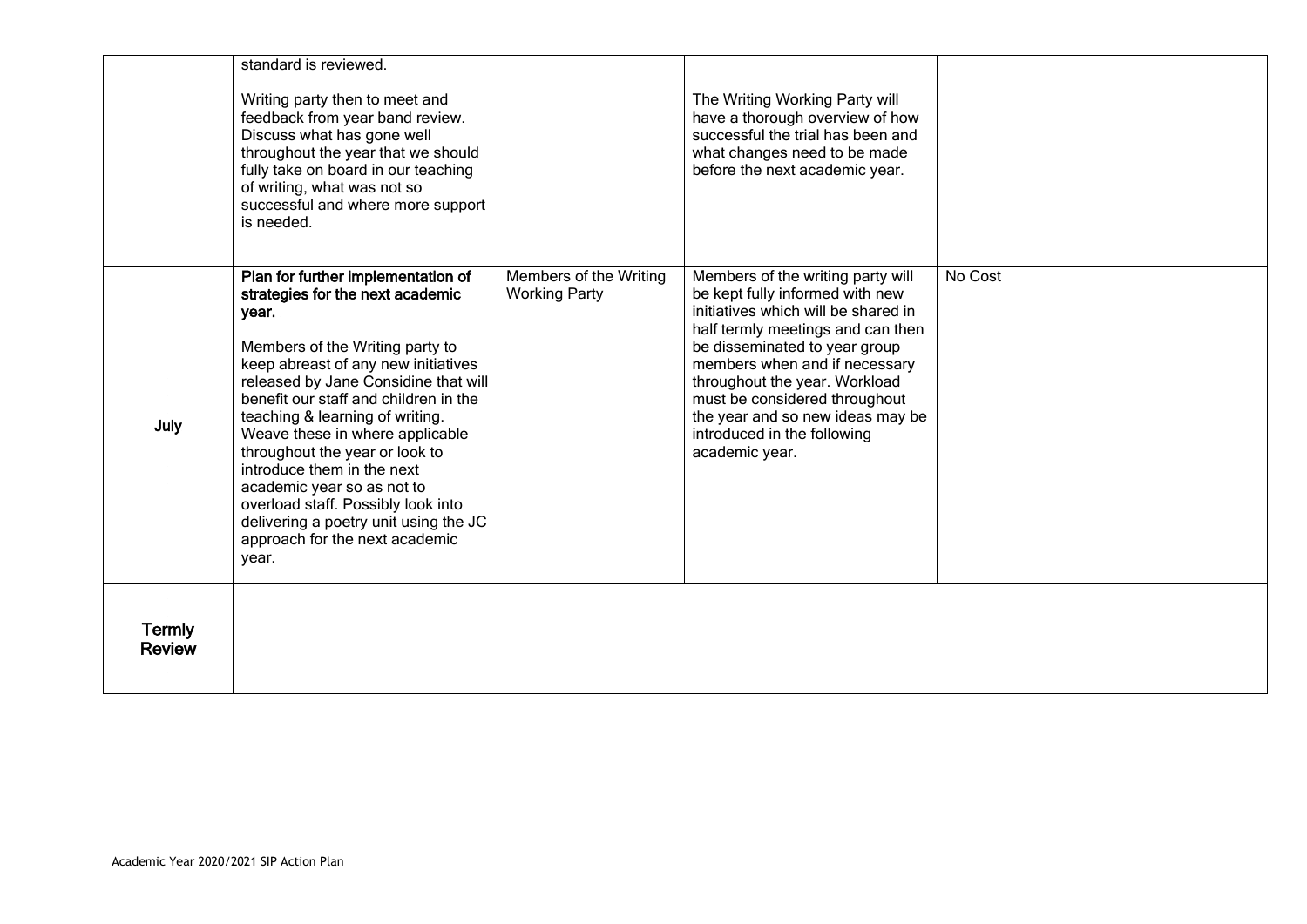| | | | | | |
|---|---|---|---|---|---|
| | standard is reviewed.<br><br>Writing party then to meet and feedback from year band review. Discuss what has gone well throughout the year that we should fully take on board in our teaching of writing, what was not so successful and where more support is needed. | | The Writing Working Party will have a thorough overview of how successful the trial has been and what changes need to be made before the next academic year. | | |
| **July** | **Plan for further implementation of strategies for the next academic year.**<br><br>Members of the Writing party to keep abreast of any new initiatives released by Jane Considine that will benefit our staff and children in the teaching & learning of writing. Weave these in where applicable throughout the year or look to introduce them in the next academic year so as not to overload staff. Possibly look into delivering a poetry unit using the JC approach for the next academic year. | Members of the Writing Working Party | Members of the writing party will be kept fully informed with new initiatives which will be shared in half termly meetings and can then be disseminated to year group members when and if necessary throughout the year. Workload must be considered throughout the year and so new ideas may be introduced in the following academic year. | No Cost | |
| **Termly Review** | | | | | |

Academic Year 2020/2021 SIP Action Plan